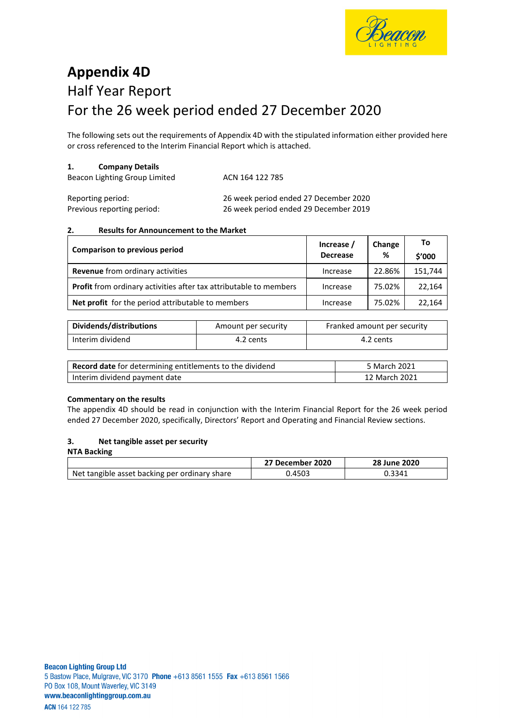# Appendix 4D

## Half Year Report

## For the 26 week period ended 27 December 2020

The following sets out the requirements of Appendix 4D with the stipulated information either provided here or cross referenced to the Interim Financial Report which is attached.

### 1. Company Details

| | |
|---|---|
| Beacon Lighting Group Limited | ACN 164 122 785 |
| Reporting period: | 26 week period ended 27 December 2020 |
| Previous reporting period: | 26 week period ended 29 December 2019 |

### 2. Results for Announcement to the Market

| Comparison to previous period | Increase / Decrease | Change % | To $'000 |
|---|---|---|---|
| **Revenue** from ordinary activities | Increase | 22.86% | 151,744 |
| **Profit** from ordinary activities after tax attributable to members | Increase | 75.02% | 22,164 |
| **Net profit** for the period attributable to members | Increase | 75.02% | 22,164 |

| Dividends/distributions | Amount per security | Franked amount per security |
|---|---|---|
| Interim dividend | 4.2 cents | 4.2 cents |

| | |
|---|---|
| **Record date** for determining entitlements to the dividend | 5 March 2021 |
| Interim dividend payment date | 12 March 2021 |

**Commentary on the results**

The appendix 4D should be read in conjunction with the Interim Financial Report for the 26 week period ended 27 December 2020, specifically, Directors' Report and Operating and Financial Review sections.

### 3. Net tangible asset per security

**NTA Backing**

| | 27 December 2020 | 28 June 2020 |
|---|---|---|
| Net tangible asset backing per ordinary share | 0.4503 | 0.3341 |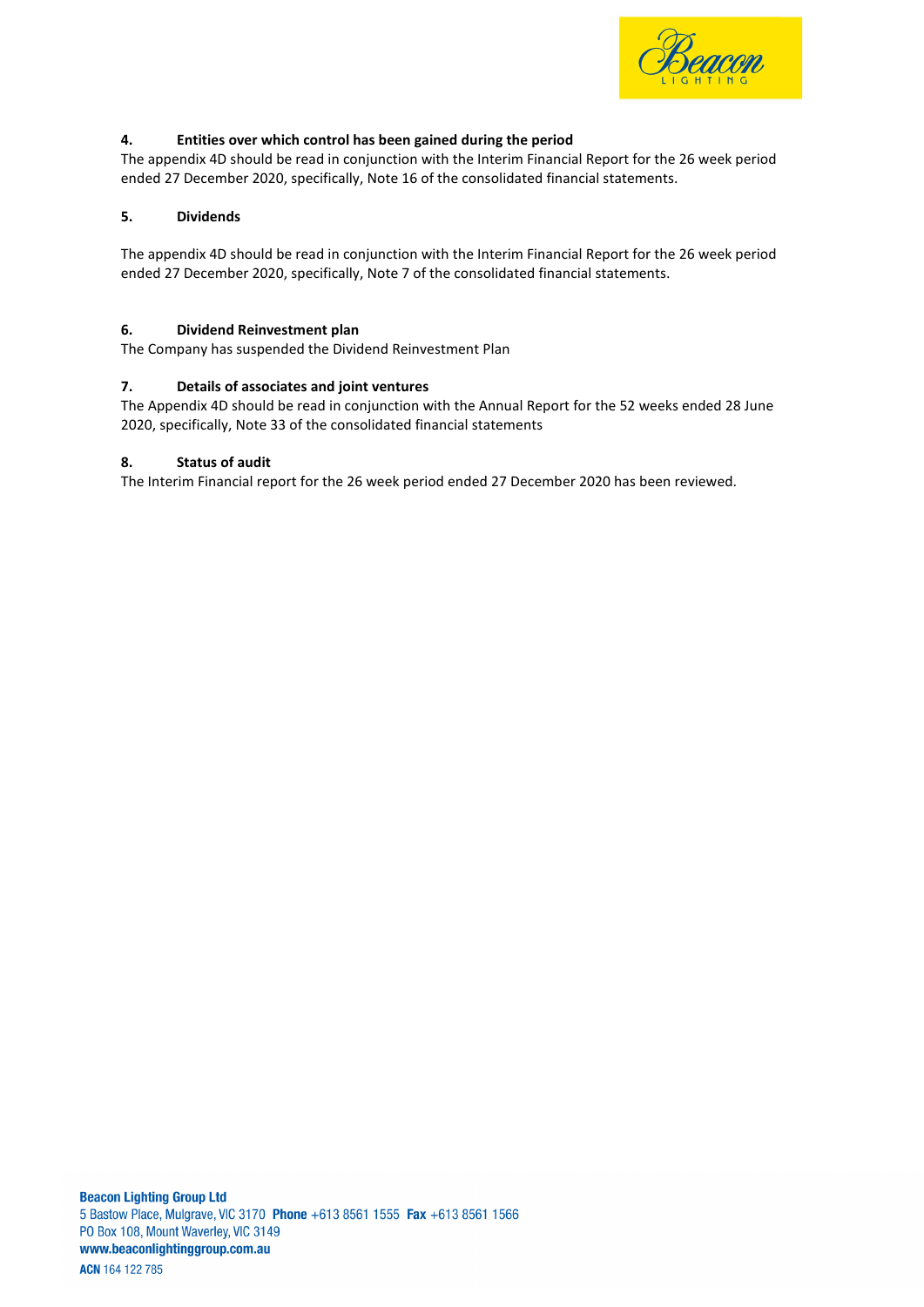**4. Entities over which control has been gained during the period**

The appendix 4D should be read in conjunction with the Interim Financial Report for the 26 week period ended 27 December 2020, specifically, Note 16 of the consolidated financial statements.

**5. Dividends**

The appendix 4D should be read in conjunction with the Interim Financial Report for the 26 week period ended 27 December 2020, specifically, Note 7 of the consolidated financial statements.

**6. Dividend Reinvestment plan**

The Company has suspended the Dividend Reinvestment Plan

**7. Details of associates and joint ventures**

The Appendix 4D should be read in conjunction with the Annual Report for the 52 weeks ended 28 June 2020, specifically, Note 33 of the consolidated financial statements

**8. Status of audit**

The Interim Financial report for the 26 week period ended 27 December 2020 has been reviewed.

**Beacon Lighting Group Ltd**
5 Bastow Place, Mulgrave, VIC 3170 **Phone** +613 8561 1555 **Fax** +613 8561 1566
PO Box 108, Mount Waverley, VIC 3149
**www.beaconlightinggroup.com.au**
**ACN** 164 122 785